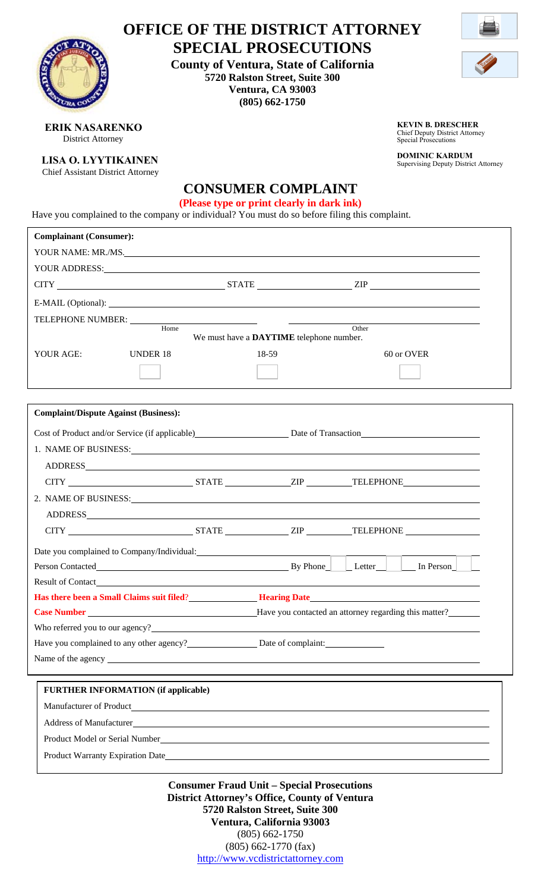# OFFICE OF THE DISTRICT ATTORNEY
# SPECIAL PROSECUTIONS

**County of Ventura, State of California**
**5720 Ralston Street, Suite 300**
**Ventura, CA 93003**
**(805) 662-1750**

**ERIK NASARENKO**
District Attorney

**LISA O. LYYTIKAINEN**
Chief Assistant District Attorney

**KEVIN B. DRESCHER**
Chief Deputy District Attorney
Special Prosecutions

**DOMINIC KARDUM**
Supervising Deputy District Attorney

## CONSUMER COMPLAINT

**(Please type or print clearly in dark ink)**

Have you complained to the company or individual? You must do so before filing this complaint.

**Complainant (Consumer):**

YOUR NAME: MR./MS. ____________________

YOUR ADDRESS: ____________________

CITY ____________ STATE ____________ ZIP ____________

E-MAIL (Optional): ____________________

TELEPHONE NUMBER: ____________ (Home) ____________ (Other)

We must have a **DAYTIME** telephone number.

YOUR AGE: UNDER 18 ☐ 18-59 ☐ 60 or OVER ☐

**Complaint/Dispute Against (Business):**

Cost of Product and/or Service (if applicable) ____________ Date of Transaction ____________

1. NAME OF BUSINESS: ____________________

   ADDRESS ____________________

   CITY ____________ STATE ____________ ZIP ____________ TELEPHONE ____________

2. NAME OF BUSINESS: ____________________

   ADDRESS ____________________

   CITY ____________ STATE ____________ ZIP ____________ TELEPHONE ____________

Date you complained to Company/Individual: ____________________

Person Contacted ____________________ By Phone ☐ Letter ☐ In Person ☐

Result of Contact ____________________

**Has there been a Small Claims suit filed?** ____________ **Hearing Date** ____________

**Case Number** ____________ Have you contacted an attorney regarding this matter? ____________

Who referred you to our agency? ____________________

Have you complained to any other agency? ____________ Date of complaint: ____________

Name of the agency ____________________

**FURTHER INFORMATION (if applicable)**

Manufacturer of Product ____________________

Address of Manufacturer ____________________

Product Model or Serial Number ____________________

Product Warranty Expiration Date ____________________

**Consumer Fraud Unit – Special Prosecutions**
**District Attorney's Office, County of Ventura**
**5720 Ralston Street, Suite 300**
**Ventura, California 93003**
(805) 662-1750
(805) 662-1770 (fax)
http://www.vcdistrictattorney.com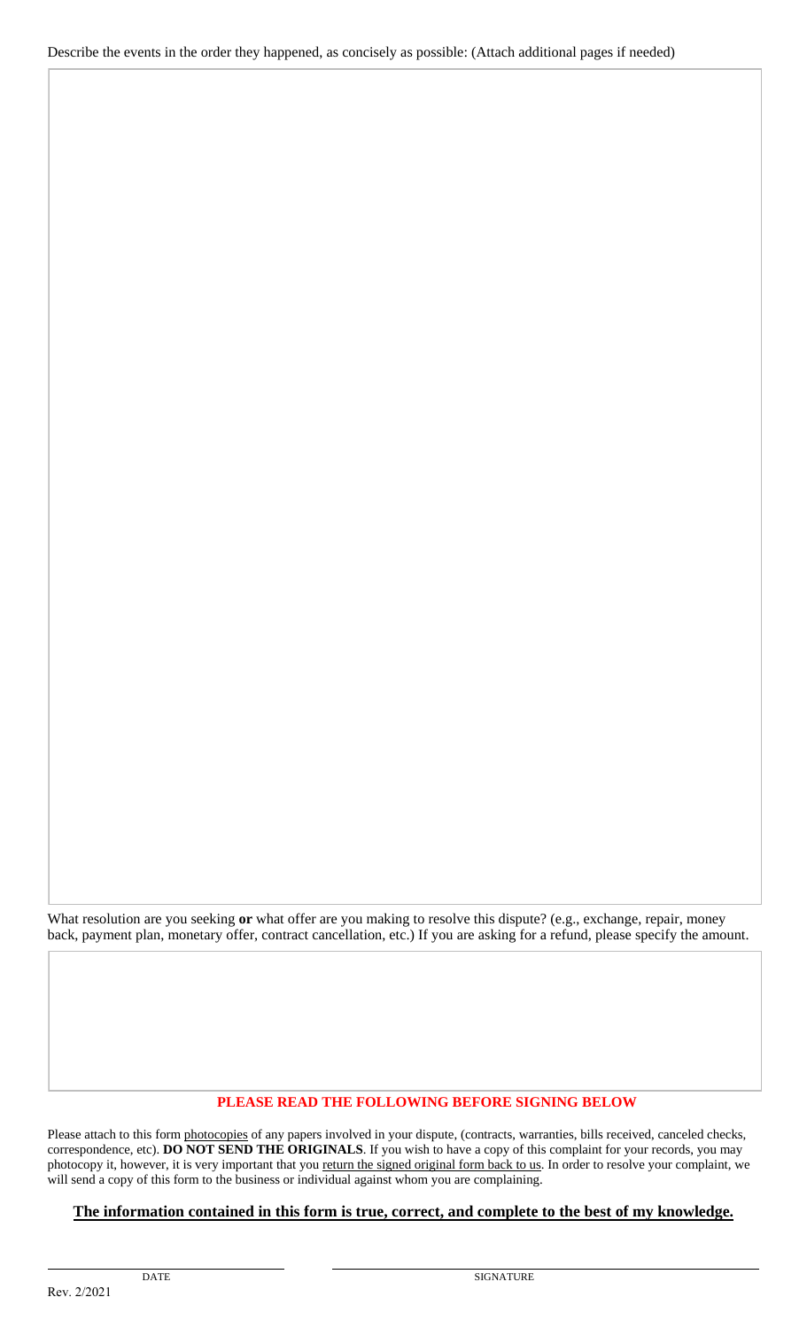Describe the events in the order they happened, as concisely as possible: (Attach additional pages if needed)

What resolution are you seeking **or** what offer are you making to resolve this dispute? (e.g., exchange, repair, money back, payment plan, monetary offer, contract cancellation, etc.) If you are asking for a refund, please specify the amount.

**PLEASE READ THE FOLLOWING BEFORE SIGNING BELOW**

Please attach to this form photocopies of any papers involved in your dispute, (contracts, warranties, bills received, canceled checks, correspondence, etc). **DO NOT SEND THE ORIGINALS**. If you wish to have a copy of this complaint for your records, you may photocopy it, however, it is very important that you return the signed original form back to us. In order to resolve your complaint, we will send a copy of this form to the business or individual against whom you are complaining.

**The information contained in this form is true, correct, and complete to the best of my knowledge.**

DATE

SIGNATURE

Rev. 2/2021